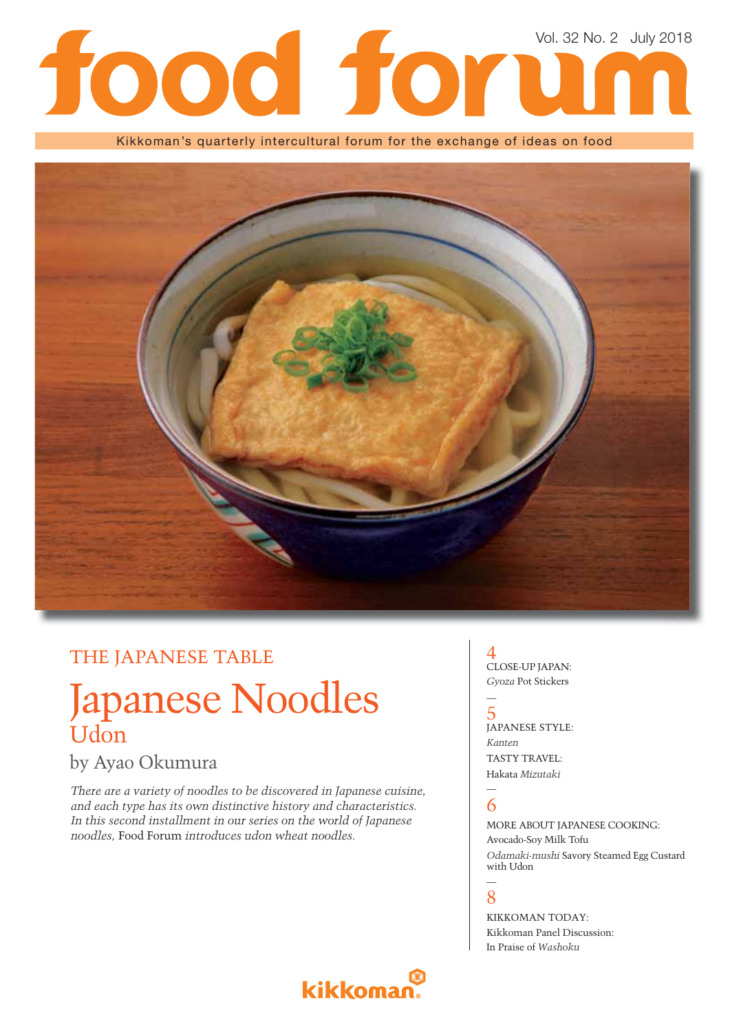# food forum

Vol. 32 No. 2 July 2018

Kikkoman's quarterly intercultural forum for the exchange of ideas on food

## THE JAPANESE TABLE

# Japanese Noodles

## Udon

by Ayao Okumura

*There are a variety of noodles to be discovered in Japanese cuisine, and each type has its own distinctive history and characteristics. In this second installment in our series on the world of Japanese noodles,* Food Forum *introduces udon wheat noodles.*

4
CLOSE-UP JAPAN:
*Gyoza* Pot Stickers

—

5
JAPANESE STYLE:
*Kanten*
TASTY TRAVEL:
Hakata *Mizutaki*

—

6
MORE ABOUT JAPANESE COOKING:
Avocado-Soy Milk Tofu
*Odamaki-mushi* Savory Steamed Egg Custard with Udon

—

8
KIKKOMAN TODAY:
Kikkoman Panel Discussion:
In Praise of *Washoku*

kikkoman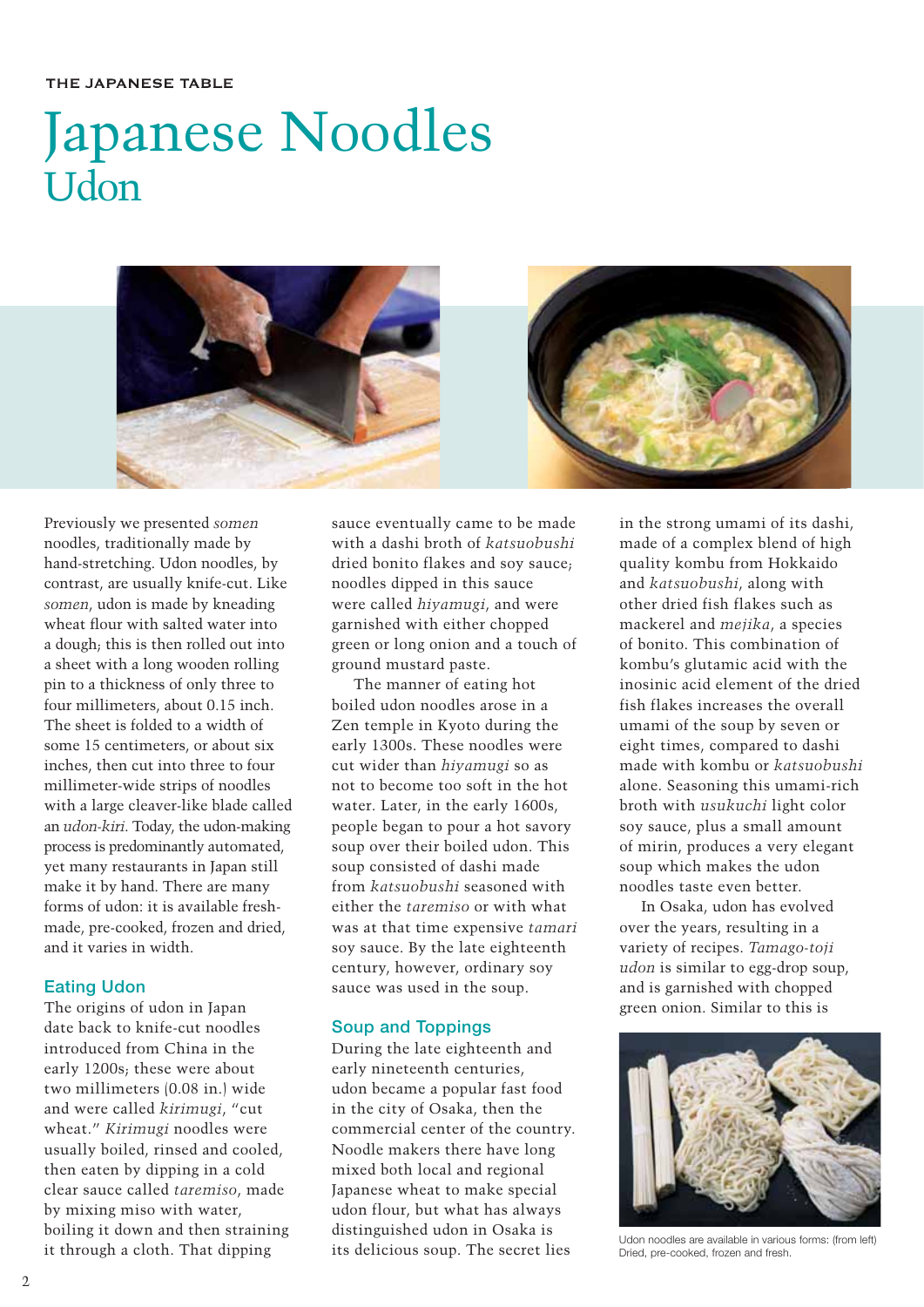# Japanese Noodles

## Udon

Previously we presented *somen* noodles, traditionally made by hand-stretching. Udon noodles, by contrast, are usually knife-cut. Like *somen*, udon is made by kneading wheat flour with salted water into a dough; this is then rolled out into a sheet with a long wooden rolling pin to a thickness of only three to four millimeters, about 0.15 inch. The sheet is folded to a width of some 15 centimeters, or about six inches, then cut into three to four millimeter-wide strips of noodles with a large cleaver-like blade called an *udon-kiri*. Today, the udon-making process is predominantly automated, yet many restaurants in Japan still make it by hand. There are many forms of udon: it is available fresh-made, pre-cooked, frozen and dried, and it varies in width.

### Eating Udon

The origins of udon in Japan date back to knife-cut noodles introduced from China in the early 1200s; these were about two millimeters (0.08 in.) wide and were called *kirimugi*, "cut wheat." *Kirimugi* noodles were usually boiled, rinsed and cooled, then eaten by dipping in a cold clear sauce called *taremiso*, made by mixing miso with water, boiling it down and then straining it through a cloth. That dipping sauce eventually came to be made with a dashi broth of *katsuobushi* dried bonito flakes and soy sauce; noodles dipped in this sauce were called *hiyamugi*, and were garnished with either chopped green or long onion and a touch of ground mustard paste.

The manner of eating hot boiled udon noodles arose in a Zen temple in Kyoto during the early 1300s. These noodles were cut wider than *hiyamugi* so as not to become too soft in the hot water. Later, in the early 1600s, people began to pour a hot savory soup over their boiled udon. This soup consisted of dashi made from *katsuobushi* seasoned with either the *taremiso* or with what was at that time expensive *tamari* soy sauce. By the late eighteenth century, however, ordinary soy sauce was used in the soup.

### Soup and Toppings

During the late eighteenth and early nineteenth centuries, udon became a popular fast food in the city of Osaka, then the commercial center of the country. Noodle makers there have long mixed both local and regional Japanese wheat to make special udon flour, but what has always distinguished udon in Osaka is its delicious soup. The secret lies in the strong umami of its dashi, made of a complex blend of high quality kombu from Hokkaido and *katsuobushi*, along with other dried fish flakes such as mackerel and *mejika*, a species of bonito. This combination of kombu's glutamic acid with the inosinic acid element of the dried fish flakes increases the overall umami of the soup by seven or eight times, compared to dashi made with kombu or *katsuobushi* alone. Seasoning this umami-rich broth with *usukuchi* light color soy sauce, plus a small amount of mirin, produces a very elegant soup which makes the udon noodles taste even better.

In Osaka, udon has evolved over the years, resulting in a variety of recipes. *Tamago-toji udon* is similar to egg-drop soup, and is garnished with chopped green onion. Similar to this is

Udon noodles are available in various forms: (from left) Dried, pre-cooked, frozen and fresh.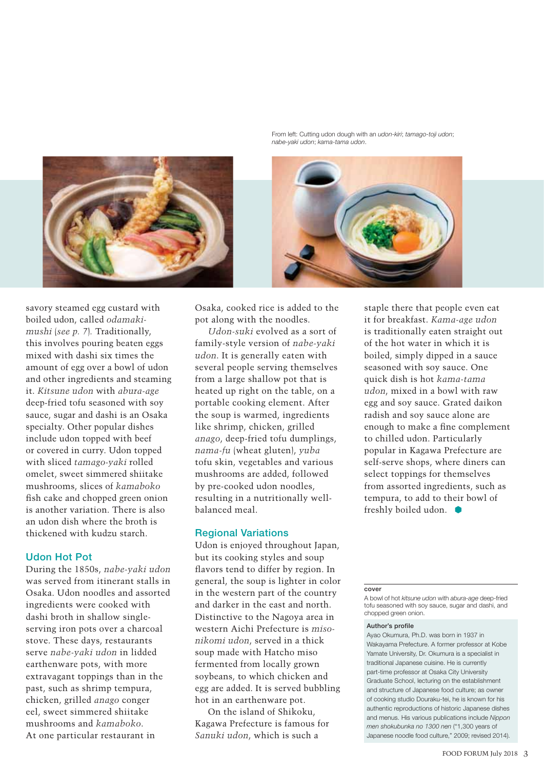From left: Cutting udon dough with an *udon-kiri*; *tamago-toji udon*; *nabe-yaki udon*; *kama-tama udon*.

savory steamed egg custard with boiled udon, called *odamaki-mushi* (*see p. 7*). Traditionally, this involves pouring beaten eggs mixed with dashi six times the amount of egg over a bowl of udon and other ingredients and steaming it. *Kitsune udon* with *abura-age* deep-fried tofu seasoned with soy sauce, sugar and dashi is an Osaka specialty. Other popular dishes include udon topped with beef or covered in curry. Udon topped with sliced *tamago-yaki* rolled omelet, sweet simmered shiitake mushrooms, slices of *kamaboko* fish cake and chopped green onion is another variation. There is also an udon dish where the broth is thickened with kudzu starch.

## Udon Hot Pot

During the 1850s, *nabe-yaki udon* was served from itinerant stalls in Osaka. Udon noodles and assorted ingredients were cooked with dashi broth in shallow single-serving iron pots over a charcoal stove. These days, restaurants serve *nabe-yaki udon* in lidded earthenware pots, with more extravagant toppings than in the past, such as shrimp tempura, chicken, grilled *anago* conger eel, sweet simmered shiitake mushrooms and *kamaboko*. At one particular restaurant in Osaka, cooked rice is added to the pot along with the noodles.

*Udon-suki* evolved as a sort of family-style version of *nabe-yaki udon*. It is generally eaten with several people serving themselves from a large shallow pot that is heated up right on the table, on a portable cooking element. After the soup is warmed, ingredients like shrimp, chicken, grilled *anago*, deep-fried tofu dumplings, *nama-fu* (wheat gluten), *yuba* tofu skin, vegetables and various mushrooms are added, followed by pre-cooked udon noodles, resulting in a nutritionally well-balanced meal.

## Regional Variations

Udon is enjoyed throughout Japan, but its cooking styles and soup flavors tend to differ by region. In general, the soup is lighter in color in the western part of the country and darker in the east and north. Distinctive to the Nagoya area in western Aichi Prefecture is *miso-nikomi udon*, served in a thick soup made with Hatcho miso fermented from locally grown soybeans, to which chicken and egg are added. It is served bubbling hot in an earthenware pot.

On the island of Shikoku, Kagawa Prefecture is famous for *Sanuki udon*, which is such a staple there that people even eat it for breakfast. *Kama-age udon* is traditionally eaten straight out of the hot water in which it is boiled, simply dipped in a sauce seasoned with soy sauce. One quick dish is hot *kama-tama udon*, mixed in a bowl with raw egg and soy sauce. Grated daikon radish and soy sauce alone are enough to make a fine complement to chilled udon. Particularly popular in Kagawa Prefecture are self-serve shops, where diners can select toppings for themselves from assorted ingredients, such as tempura, to add to their bowl of freshly boiled udon.

**cover**

A bowl of hot *kitsune udon* with *abura-age* deep-fried tofu seasoned with soy sauce, sugar and dashi, and chopped green onion.

**Author's profile**

Ayao Okumura, Ph.D. was born in 1937 in Wakayama Prefecture. A former professor at Kobe Yamate University, Dr. Okumura is a specialist in traditional Japanese cuisine. He is currently part-time professor at Osaka City University Graduate School, lecturing on the establishment and structure of Japanese food culture; as owner of cooking studio Douraku-tei, he is known for his authentic reproductions of historic Japanese dishes and menus. His various publications include *Nippon men shokubunka no 1300 nen* ("1,300 years of Japanese noodle food culture," 2009; revised 2014).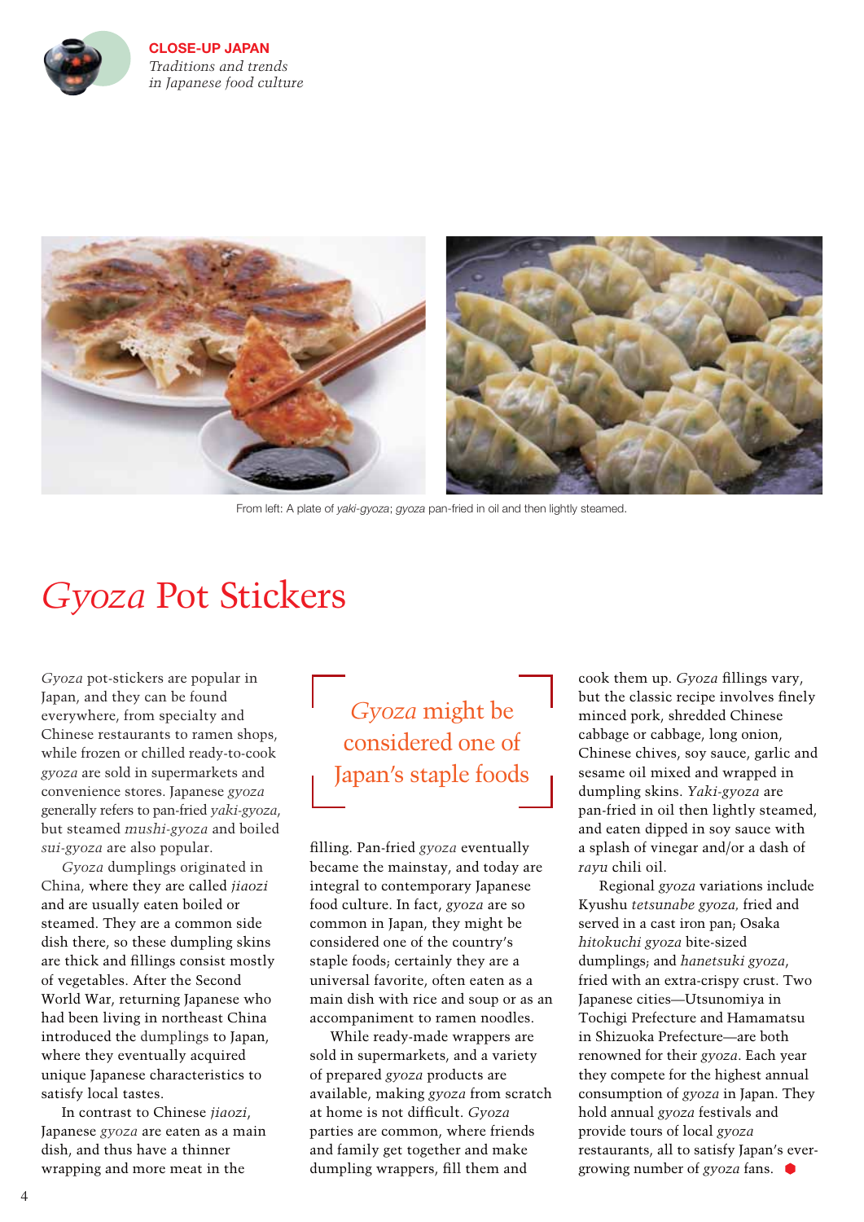From left: A plate of *yaki-gyoza*; *gyoza* pan-fried in oil and then lightly steamed.

# *Gyoza* Pot Stickers

*Gyoza* pot-stickers are popular in Japan, and they can be found everywhere, from specialty and Chinese restaurants to ramen shops, while frozen or chilled ready-to-cook *gyoza* are sold in supermarkets and convenience stores. Japanese *gyoza* generally refers to pan-fried *yaki-gyoza*, but steamed *mushi-gyoza* and boiled *sui-gyoza* are also popular.

*Gyoza* dumplings originated in China, where they are called *jiaozi* and are usually eaten boiled or steamed. They are a common side dish there, so these dumpling skins are thick and fillings consist mostly of vegetables. After the Second World War, returning Japanese who had been living in northeast China introduced the dumplings to Japan, where they eventually acquired unique Japanese characteristics to satisfy local tastes.

In contrast to Chinese *jiaozi*, Japanese *gyoza* are eaten as a main dish, and thus have a thinner wrapping and more meat in the filling. Pan-fried *gyoza* eventually became the mainstay, and today are integral to contemporary Japanese food culture. In fact, *gyoza* are so common in Japan, they might be considered one of the country's staple foods; certainly they are a universal favorite, often eaten as a main dish with rice and soup or as an accompaniment to ramen noodles.

> *Gyoza* might be considered one of Japan's staple foods

While ready-made wrappers are sold in supermarkets, and a variety of prepared *gyoza* products are available, making *gyoza* from scratch at home is not difficult. *Gyoza* parties are common, where friends and family get together and make dumpling wrappers, fill them and cook them up. *Gyoza* fillings vary, but the classic recipe involves finely minced pork, shredded Chinese cabbage or cabbage, long onion, Chinese chives, soy sauce, garlic and sesame oil mixed and wrapped in dumpling skins. *Yaki-gyoza* are pan-fried in oil then lightly steamed, and eaten dipped in soy sauce with a splash of vinegar and/or a dash of *rayu* chili oil.

Regional *gyoza* variations include Kyushu *tetsunabe gyoza*, fried and served in a cast iron pan; Osaka *hitokuchi gyoza* bite-sized dumplings; and *hanetsuki gyoza*, fried with an extra-crispy crust. Two Japanese cities—Utsunomiya in Tochigi Prefecture and Hamamatsu in Shizuoka Prefecture—are both renowned for their *gyoza*. Each year they compete for the highest annual consumption of *gyoza* in Japan. They hold annual *gyoza* festivals and provide tours of local *gyoza* restaurants, all to satisfy Japan's ever-growing number of *gyoza* fans.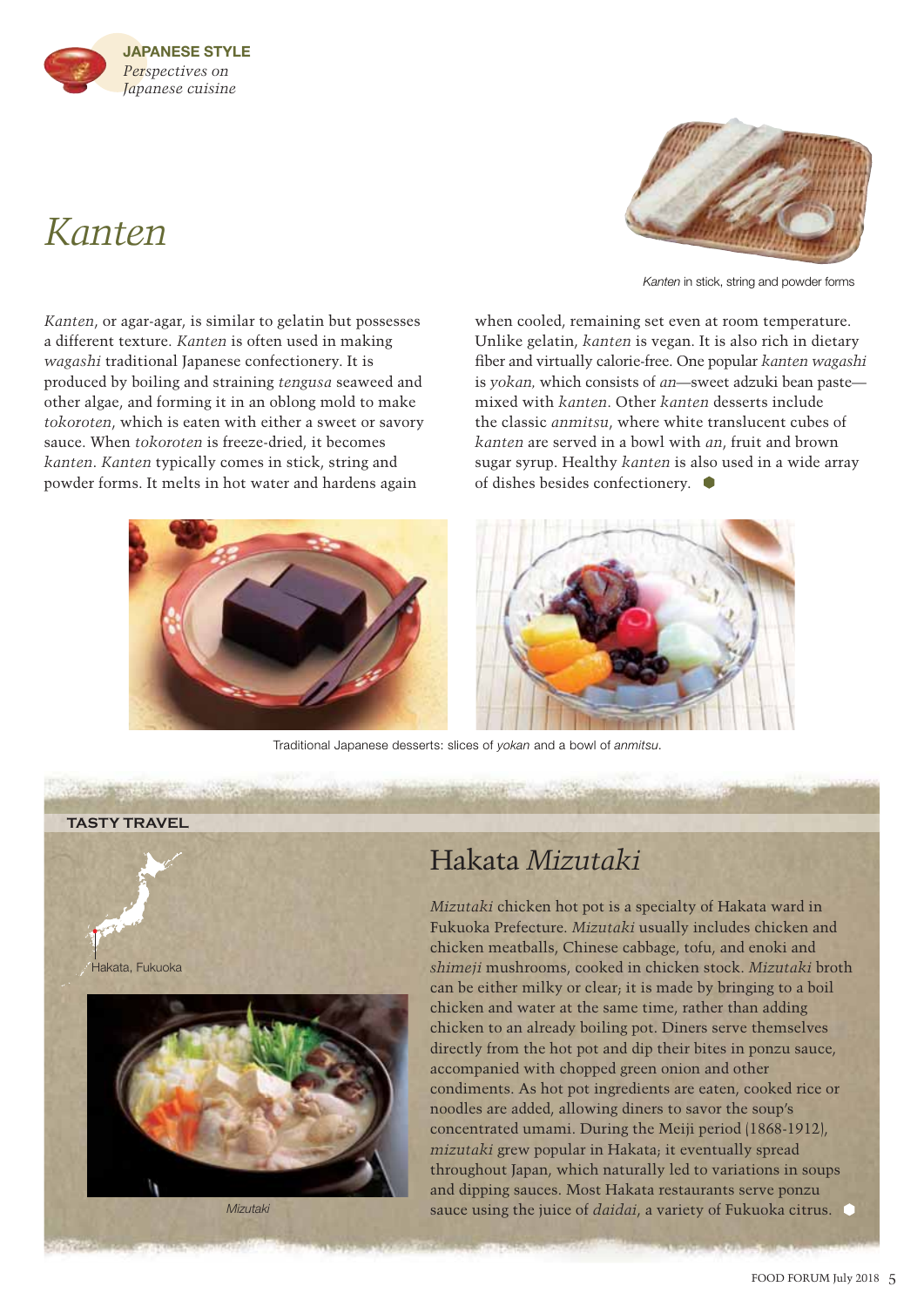# Kanten

*Kanten* in stick, string and powder forms

*Kanten*, or agar-agar, is similar to gelatin but possesses a different texture. *Kanten* is often used in making *wagashi* traditional Japanese confectionery. It is produced by boiling and straining *tengusa* seaweed and other algae, and forming it in an oblong mold to make *tokoroten*, which is eaten with either a sweet or savory sauce. When *tokoroten* is freeze-dried, it becomes *kanten*. *Kanten* typically comes in stick, string and powder forms. It melts in hot water and hardens again when cooled, remaining set even at room temperature. Unlike gelatin, *kanten* is vegan. It is also rich in dietary fiber and virtually calorie-free. One popular *kanten wagashi* is *yokan*, which consists of *an*—sweet adzuki bean paste—mixed with *kanten*. Other *kanten* desserts include the classic *anmitsu*, where white translucent cubes of *kanten* are served in a bowl with *an*, fruit and brown sugar syrup. Healthy *kanten* is also used in a wide array of dishes besides confectionery.

Traditional Japanese desserts: slices of *yokan* and a bowl of *anmitsu*.

**TASTY TRAVEL**

## Hakata *Mizutaki*

Hakata, Fukuoka

*Mizutaki*

*Mizutaki* chicken hot pot is a specialty of Hakata ward in Fukuoka Prefecture. *Mizutaki* usually includes chicken and chicken meatballs, Chinese cabbage, tofu, and enoki and *shimeji* mushrooms, cooked in chicken stock. *Mizutaki* broth can be either milky or clear; it is made by bringing to a boil chicken and water at the same time, rather than adding chicken to an already boiling pot. Diners serve themselves directly from the hot pot and dip their bites in ponzu sauce, accompanied with chopped green onion and other condiments. As hot pot ingredients are eaten, cooked rice or noodles are added, allowing diners to savor the soup's concentrated umami. During the Meiji period (1868-1912), *mizutaki* grew popular in Hakata; it eventually spread throughout Japan, which naturally led to variations in soups and dipping sauces. Most Hakata restaurants serve ponzu sauce using the juice of *daidai*, a variety of Fukuoka citrus.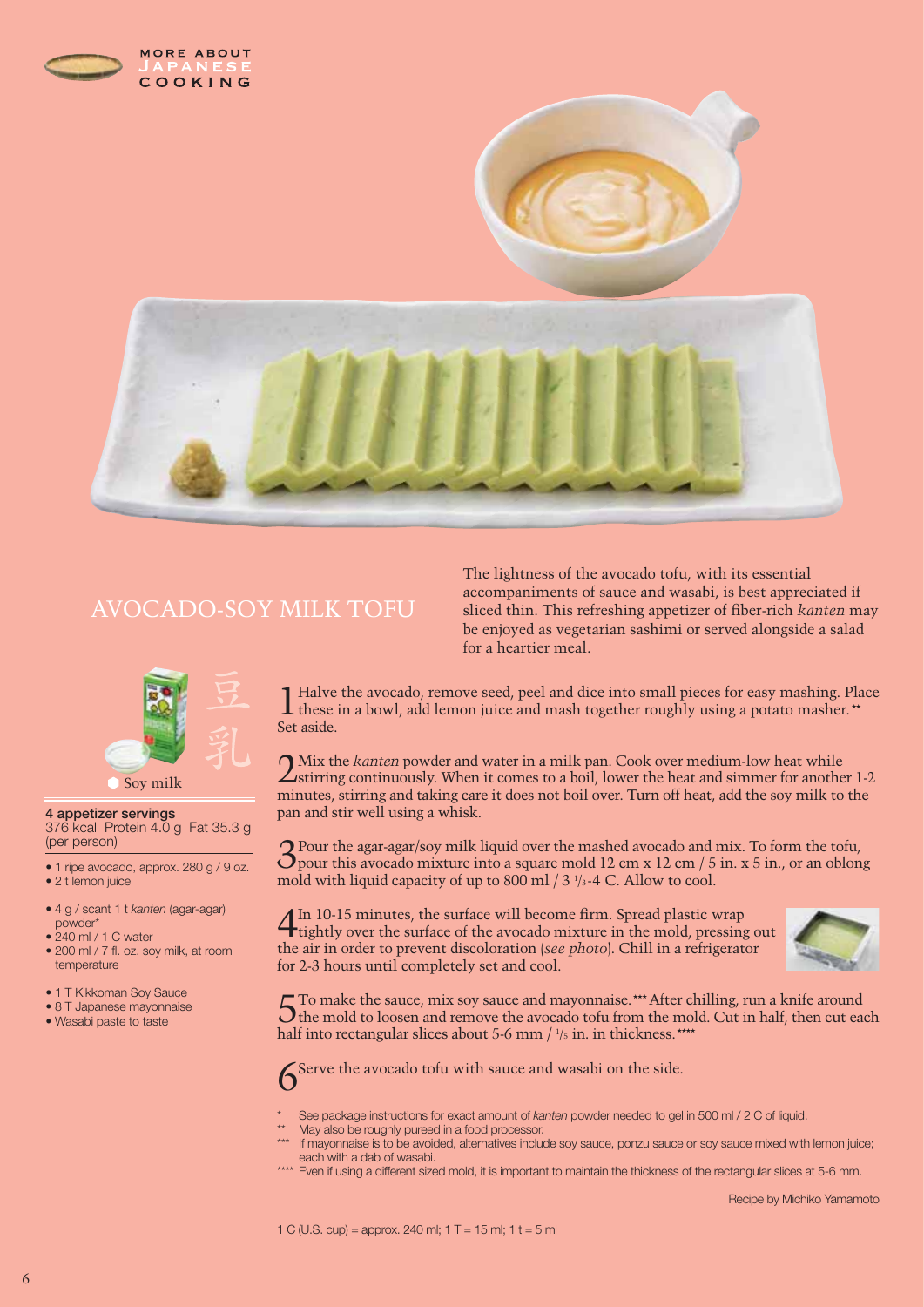MORE ABOUT JAPANESE COOKING

# AVOCADO-SOY MILK TOFU

The lightness of the avocado tofu, with its essential accompaniments of sauce and wasabi, is best appreciated if sliced thin. This refreshing appetizer of fiber-rich *kanten* may be enjoyed as vegetarian sashimi or served alongside a salad for a heartier meal.

豆乳

Soy milk

**4 appetizer servings**
376 kcal  Protein 4.0 g  Fat 35.3 g
(per person)

- 1 ripe avocado, approx. 280 g / 9 oz.
- 2 t lemon juice

- 4 g / scant 1 t *kanten* (agar-agar) powder*
- 240 ml / 1 C water
- 200 ml / 7 fl. oz. soy milk, at room temperature

- 1 T Kikkoman Soy Sauce
- 8 T Japanese mayonnaise
- Wasabi paste to taste

1 Halve the avocado, remove seed, peel and dice into small pieces for easy mashing. Place these in a bowl, add lemon juice and mash together roughly using a potato masher.** Set aside.

2 Mix the *kanten* powder and water in a milk pan. Cook over medium-low heat while stirring continuously. When it comes to a boil, lower the heat and simmer for another 1-2 minutes, stirring and taking care it does not boil over. Turn off heat, add the soy milk to the pan and stir well using a whisk.

3 Pour the agar-agar/soy milk liquid over the mashed avocado and mix. To form the tofu, pour this avocado mixture into a square mold 12 cm x 12 cm / 5 in. x 5 in., or an oblong mold with liquid capacity of up to 800 ml / 3 ⅓-4 C. Allow to cool.

4 In 10-15 minutes, the surface will become firm. Spread plastic wrap tightly over the surface of the avocado mixture in the mold, pressing out the air in order to prevent discoloration (*see photo*). Chill in a refrigerator for 2-3 hours until completely set and cool.

5 To make the sauce, mix soy sauce and mayonnaise.*** After chilling, run a knife around the mold to loosen and remove the avocado tofu from the mold. Cut in half, then cut each half into rectangular slices about 5-6 mm / ⅕ in. in thickness.****

6 Serve the avocado tofu with sauce and wasabi on the side.

\* See package instructions for exact amount of *kanten* powder needed to gel in 500 ml / 2 C of liquid.
\** May also be roughly pureed in a food processor.
\*** If mayonnaise is to be avoided, alternatives include soy sauce, ponzu sauce or soy sauce mixed with lemon juice; each with a dab of wasabi.
\**** Even if using a different sized mold, it is important to maintain the thickness of the rectangular slices at 5-6 mm.

Recipe by Michiko Yamamoto

1 C (U.S. cup) = approx. 240 ml; 1 T = 15 ml; 1 t = 5 ml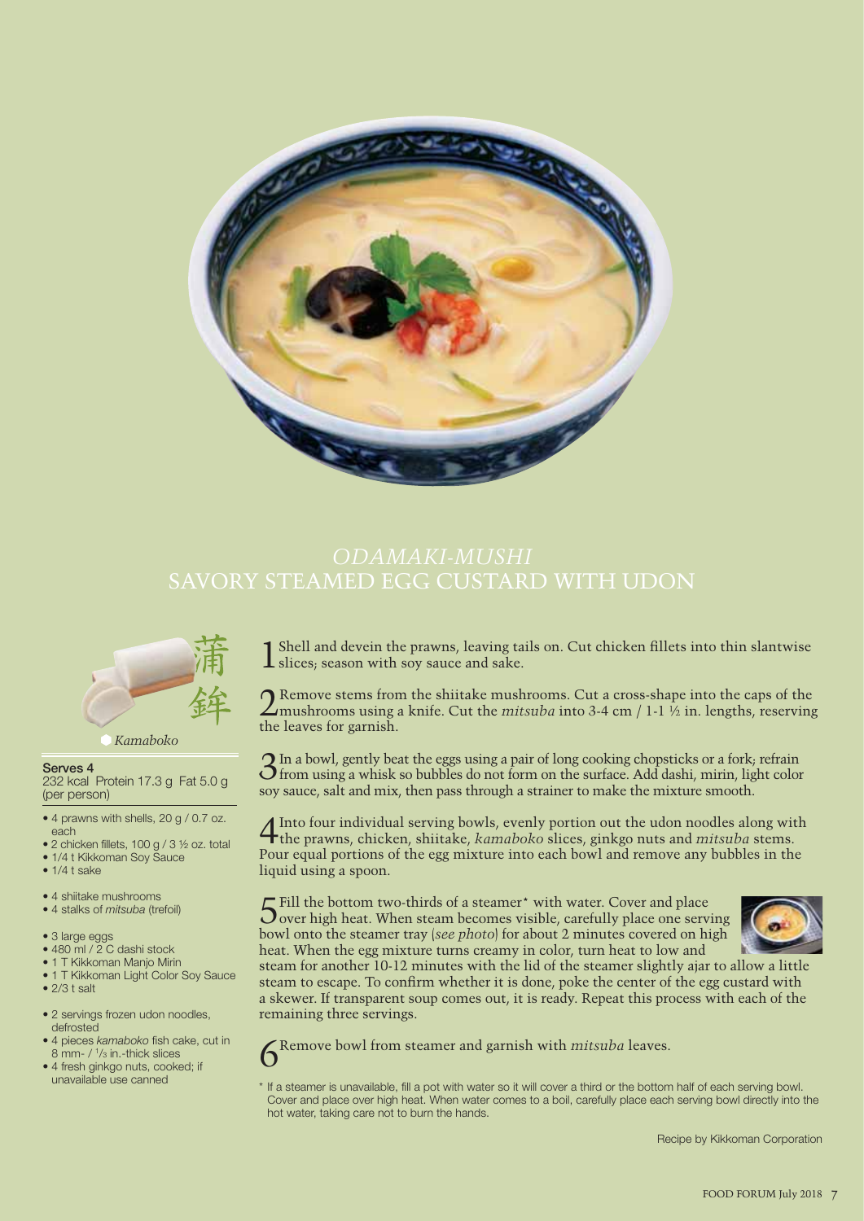# ODAMAKI-MUSHI
# SAVORY STEAMED EGG CUSTARD WITH UDON

蒲鉾

*Kamaboko*

**Serves 4**
232 kcal Protein 17.3 g Fat 5.0 g (per person)

- 4 prawns with shells, 20 g / 0.7 oz. each
- 2 chicken fillets, 100 g / 3 ½ oz. total
- 1/4 t Kikkoman Soy Sauce
- 1/4 t sake

- 4 shiitake mushrooms
- 4 stalks of *mitsuba* (trefoil)

- 3 large eggs
- 480 ml / 2 C dashi stock
- 1 T Kikkoman Manjo Mirin
- 1 T Kikkoman Light Color Soy Sauce
- 2/3 t salt

- 2 servings frozen udon noodles, defrosted
- 4 pieces *kamaboko* fish cake, cut in 8 mm- / 1/3 in.-thick slices
- 4 fresh ginkgo nuts, cooked; if unavailable use canned

1 Shell and devein the prawns, leaving tails on. Cut chicken fillets into thin slantwise slices; season with soy sauce and sake.

2 Remove stems from the shiitake mushrooms. Cut a cross-shape into the caps of the mushrooms using a knife. Cut the *mitsuba* into 3-4 cm / 1-1 ½ in. lengths, reserving the leaves for garnish.

3 In a bowl, gently beat the eggs using a pair of long cooking chopsticks or a fork; refrain from using a whisk so bubbles do not form on the surface. Add dashi, mirin, light color soy sauce, salt and mix, then pass through a strainer to make the mixture smooth.

4 Into four individual serving bowls, evenly portion out the udon noodles along with the prawns, chicken, shiitake, *kamaboko* slices, ginkgo nuts and *mitsuba* stems. Pour equal portions of the egg mixture into each bowl and remove any bubbles in the liquid using a spoon.

5 Fill the bottom two-thirds of a steamer* with water. Cover and place over high heat. When steam becomes visible, carefully place one serving bowl onto the steamer tray (*see photo*) for about 2 minutes covered on high heat. When the egg mixture turns creamy in color, turn heat to low and steam for another 10-12 minutes with the lid of the steamer slightly ajar to allow a little steam to escape. To confirm whether it is done, poke the center of the egg custard with a skewer. If transparent soup comes out, it is ready. Repeat this process with each of the remaining three servings.

6 Remove bowl from steamer and garnish with *mitsuba* leaves.

* If a steamer is unavailable, fill a pot with water so it will cover a third or the bottom half of each serving bowl. Cover and place over high heat. When water comes to a boil, carefully place each serving bowl directly into the hot water, taking care not to burn the hands.

Recipe by Kikkoman Corporation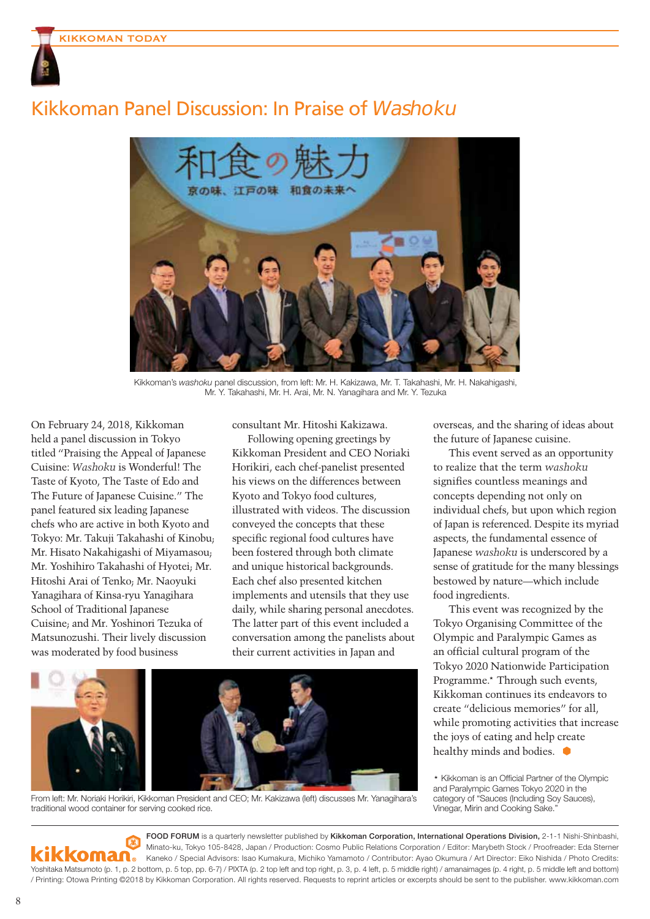# Kikkoman Panel Discussion: In Praise of *Washoku*

Kikkoman's *washoku* panel discussion, from left: Mr. H. Kakizawa, Mr. T. Takahashi, Mr. H. Nakahigashi, Mr. Y. Takahashi, Mr. H. Arai, Mr. N. Yanagihara and Mr. Y. Tezuka

On February 24, 2018, Kikkoman held a panel discussion in Tokyo titled "Praising the Appeal of Japanese Cuisine: *Washoku* is Wonderful! The Taste of Kyoto, The Taste of Edo and The Future of Japanese Cuisine." The panel featured six leading Japanese chefs who are active in both Kyoto and Tokyo: Mr. Takuji Takahashi of Kinobu; Mr. Hisato Nakahigashi of Miyamasou; Mr. Yoshihiro Takahashi of Hyotei; Mr. Hitoshi Arai of Tenko; Mr. Naoyuki Yanagihara of Kinsa-ryu Yanagihara School of Traditional Japanese Cuisine; and Mr. Yoshinori Tezuka of Matsunozushi. Their lively discussion was moderated by food business consultant Mr. Hitoshi Kakizawa.

Following opening greetings by Kikkoman President and CEO Noriaki Horikiri, each chef-panelist presented his views on the differences between Kyoto and Tokyo food cultures, illustrated with videos. The discussion conveyed the concepts that these specific regional food cultures have been fostered through both climate and unique historical backgrounds. Each chef also presented kitchen implements and utensils that they use daily, while sharing personal anecdotes. The latter part of this event included a conversation among the panelists about their current activities in Japan and overseas, and the sharing of ideas about the future of Japanese cuisine.

This event served as an opportunity to realize that the term *washoku* signifies countless meanings and concepts depending not only on individual chefs, but upon which region of Japan is referenced. Despite its myriad aspects, the fundamental essence of Japanese *washoku* is underscored by a sense of gratitude for the many blessings bestowed by nature—which include food ingredients.

This event was recognized by the Tokyo Organising Committee of the Olympic and Paralympic Games as an official cultural program of the Tokyo 2020 Nationwide Participation Programme.* Through such events, Kikkoman continues its endeavors to create "delicious memories" for all, while promoting activities that increase the joys of eating and help create healthy minds and bodies.

From left: Mr. Noriaki Horikiri, Kikkoman President and CEO; Mr. Kakizawa (left) discusses Mr. Yanagihara's traditional wood container for serving cooked rice.

* Kikkoman is an Official Partner of the Olympic and Paralympic Games Tokyo 2020 in the category of "Sauces (Including Soy Sauces), Vinegar, Mirin and Cooking Sake."

---

**FOOD FORUM** is a quarterly newsletter published by **Kikkoman Corporation, International Operations Division,** 2-1-1 Nishi-Shinbashi, Minato-ku, Tokyo 105-8428, Japan / Production: Cosmo Public Relations Corporation / Editor: Marybeth Stock / Proofreader: Eda Sterner Kaneko / Special Advisors: Isao Kumakura, Michiko Yamamoto / Contributor: Ayao Okumura / Art Director: Eiko Nishida / Photo Credits: Yoshitaka Matsumoto (p. 1, p. 2 bottom, p. 5 top, pp. 6-7) / PIXTA (p. 2 top left and top right, p. 3, p. 4 left, p. 5 middle right) / amanaimages (p. 4 right, p. 5 middle left and bottom) / Printing: Otowa Printing ©2018 by Kikkoman Corporation. All rights reserved. Requests to reprint articles or excerpts should be sent to the publisher. www.kikkoman.com